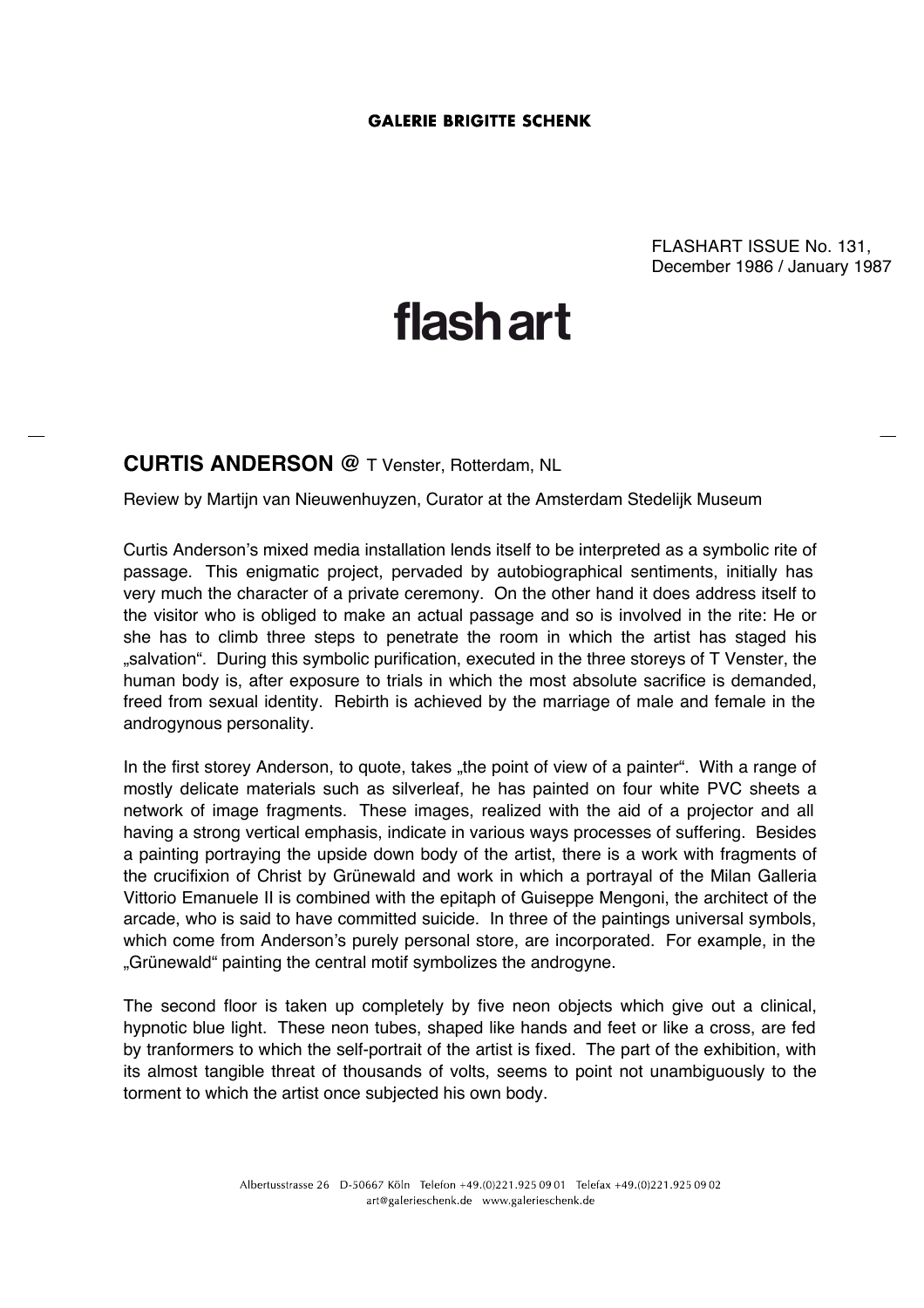**GALERIE BRIGITTE SCHENK**

FLASHART ISSUE No. 131,
December 1986 / January 1987

# flash art

## CURTIS ANDERSON @ T Venster, Rotterdam, NL

Review by Martijn van Nieuwenhuyzen, Curator at the Amsterdam Stedelijk Museum

Curtis Anderson's mixed media installation lends itself to be interpreted as a symbolic rite of passage. This enigmatic project, pervaded by autobiographical sentiments, initially has very much the character of a private ceremony. On the other hand it does address itself to the visitor who is obliged to make an actual passage and so is involved in the rite: He or she has to climb three steps to penetrate the room in which the artist has staged his „salvation". During this symbolic purification, executed in the three storeys of T Venster, the human body is, after exposure to trials in which the most absolute sacrifice is demanded, freed from sexual identity. Rebirth is achieved by the marriage of male and female in the androgynous personality.

In the first storey Anderson, to quote, takes „the point of view of a painter". With a range of mostly delicate materials such as silverleaf, he has painted on four white PVC sheets a network of image fragments. These images, realized with the aid of a projector and all having a strong vertical emphasis, indicate in various ways processes of suffering. Besides a painting portraying the upside down body of the artist, there is a work with fragments of the crucifixion of Christ by Grünewald and work in which a portrayal of the Milan Galleria Vittorio Emanuele II is combined with the epitaph of Guiseppe Mengoni, the architect of the arcade, who is said to have committed suicide. In three of the paintings universal symbols, which come from Anderson's purely personal store, are incorporated. For example, in the „Grünewald" painting the central motif symbolizes the androgyne.

The second floor is taken up completely by five neon objects which give out a clinical, hypnotic blue light. These neon tubes, shaped like hands and feet or like a cross, are fed by tranformers to which the self-portrait of the artist is fixed. The part of the exhibition, with its almost tangible threat of thousands of volts, seems to point not unambiguously to the torment to which the artist once subjected his own body.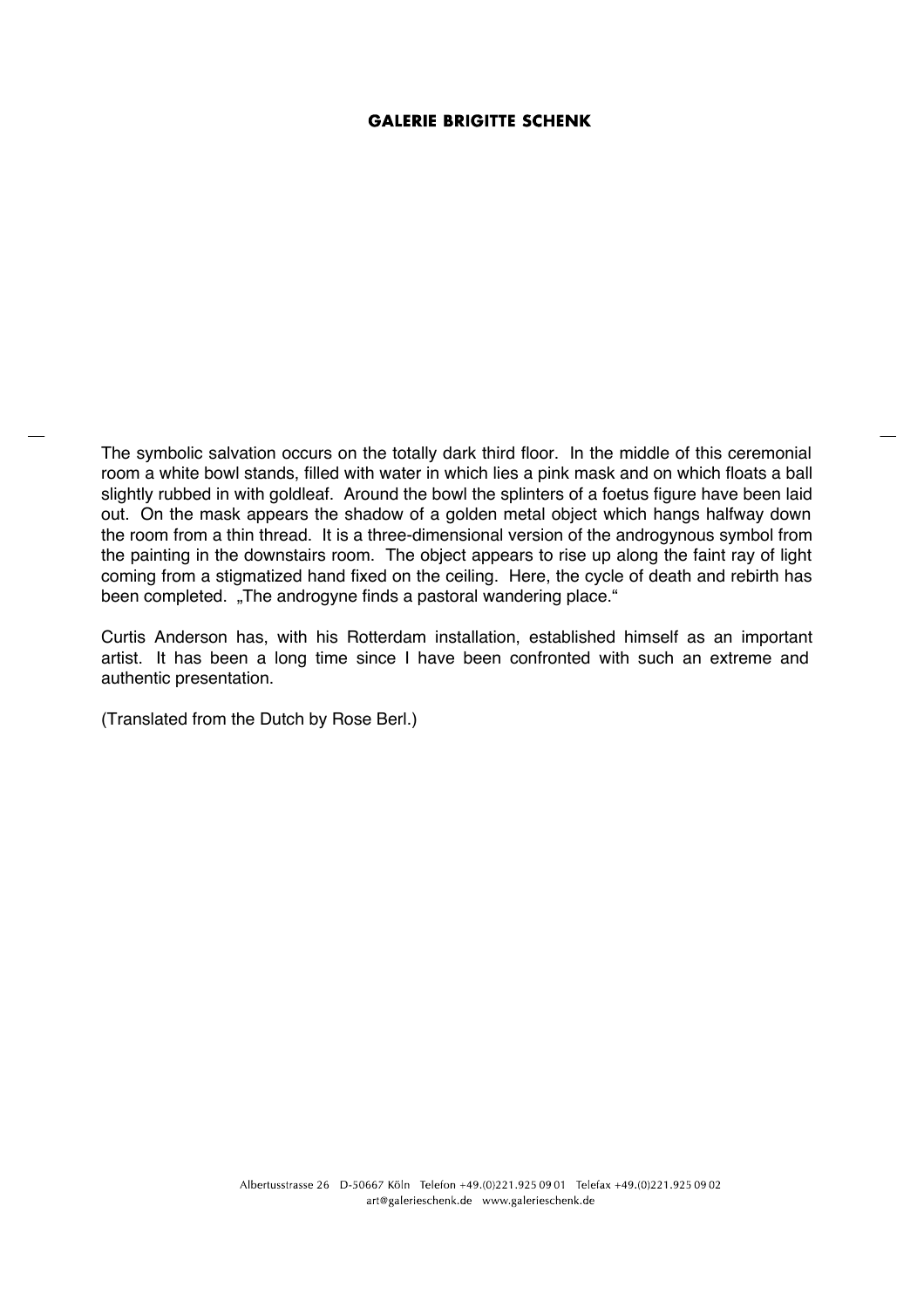The symbolic salvation occurs on the totally dark third floor. In the middle of this ceremonial room a white bowl stands, filled with water in which lies a pink mask and on which floats a ball slightly rubbed in with goldleaf. Around the bowl the splinters of a foetus figure have been laid out. On the mask appears the shadow of a golden metal object which hangs halfway down the room from a thin thread. It is a three-dimensional version of the androgynous symbol from the painting in the downstairs room. The object appears to rise up along the faint ray of light coming from a stigmatized hand fixed on the ceiling. Here, the cycle of death and rebirth has been completed. „The androgyne finds a pastoral wandering place.“

Curtis Anderson has, with his Rotterdam installation, established himself as an important artist. It has been a long time since I have been confronted with such an extreme and authentic presentation.

(Translated from the Dutch by Rose Berl.)